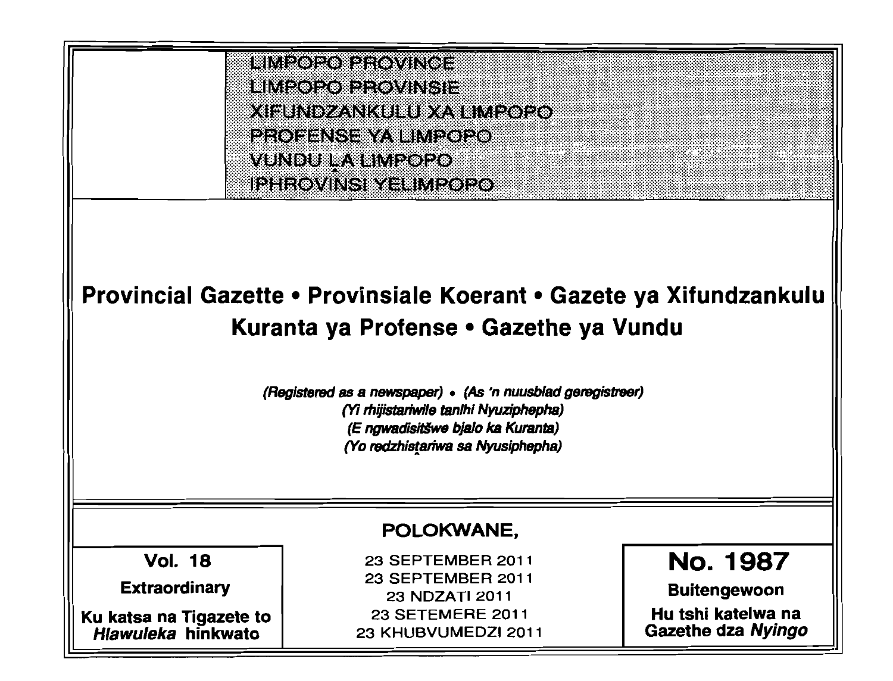LIMPOPO PROVINCE
LIMPOPO PROVINSIE
XIFUNDZANKULU XA LIMPOPO
PROFENSE YA LIMPOPO
VUNDU ḼA LIMPOPO
IPHROVINSI YELIMPOPO

# Provincial Gazette • Provinsiale Koerant • Gazete ya Xifundzankulu Kuranta ya Profense • Gazethe ya Vundu

*(Registered as a newspaper) • (As 'n nuusblad geregistreer)*
*(Yi rhijistariwile tanihi Nyuziphepha)*
*(E ngwadisitšwe bjalo ka Kuranta)*
*(Yo redzhistariwa sa Nyusiphepha)*

**POLOKWANE,**

| Vol. 18 | 23 SEPTEMBER 2011 | No. 1987 |
|---|---|---|
| **Extraordinary** | 23 SEPTEMBER 2011 | **Buitengewoon** |
| **Ku katsa na Tigazete to *Hlawuleka* hinkwato** | 23 NDZATI 2011 | **Hu tshi katelwa na Gazethe dza *Nyingo*** |
| | 23 SETEMERE 2011 | |
| | 23 KHUBVUMEDZI 2011 | |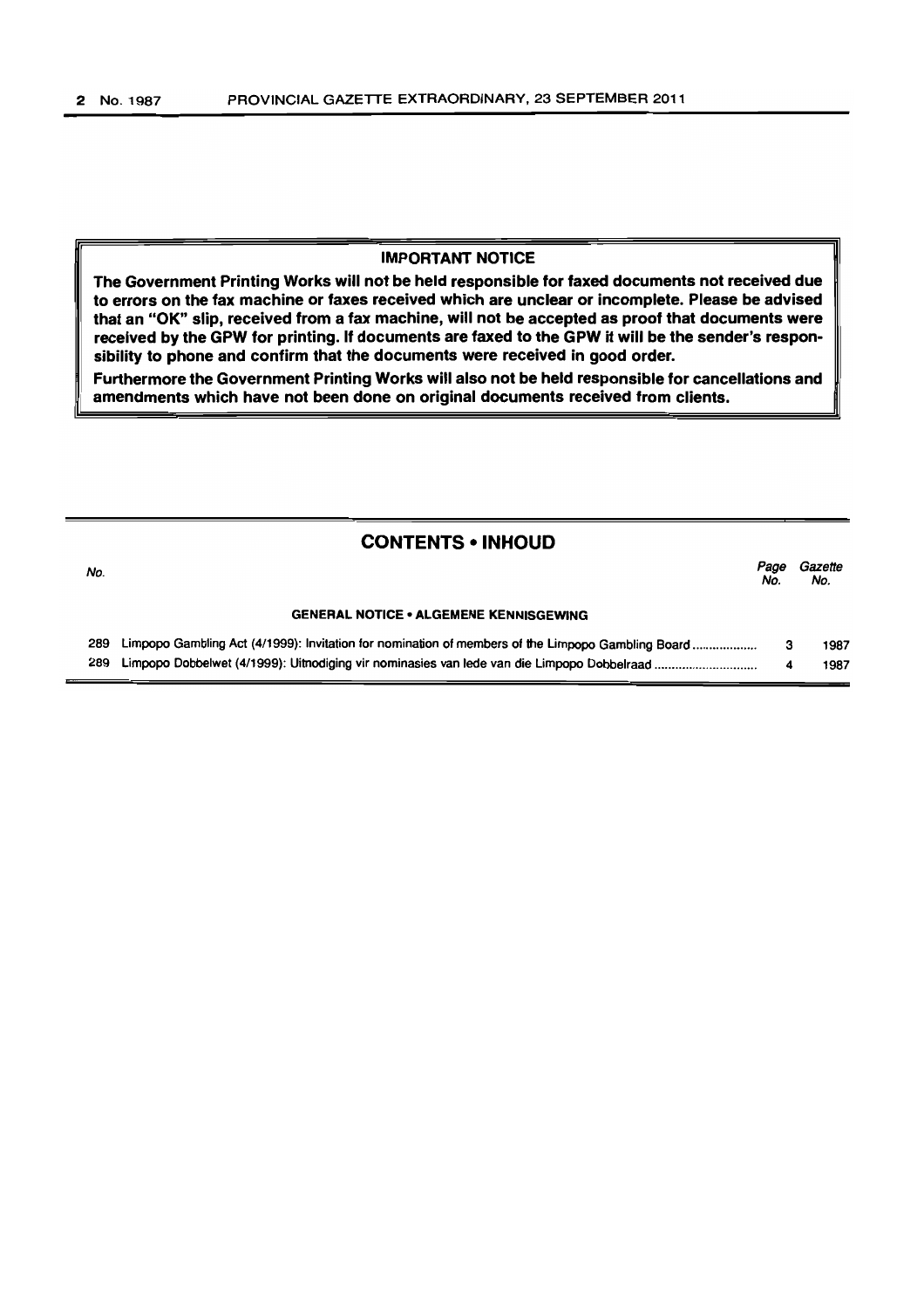**IMPORTANT NOTICE**

**The Government Printing Works will not be held responsible for faxed documents not received due to errors on the fax machine or faxes received which are unclear or incomplete. Please be advised that an "OK" slip, received from a fax machine, will not be accepted as proof that documents were received by the GPW for printing. If documents are faxed to the GPW it will be the sender's responsibility to phone and confirm that the documents were received in good order.**

**Furthermore the Government Printing Works will also not be held responsible for cancellations and amendments which have not been done on original documents received from clients.**

## CONTENTS • INHOUD

| *No.* | | *Page No.* | *Gazette No.* |
|---|---|---|---|
| | **GENERAL NOTICE • ALGEMENE KENNISGEWING** | | |
| 289 | Limpopo Gambling Act (4/1999): Invitation for nomination of members of the Limpopo Gambling Board .................. | 3 | 1987 |
| 289 | Limpopo Dobbelwet (4/1999): Uitnodiging vir nominasies van lede van die Limpopo Dobbelraad ............................ | 4 | 1987 |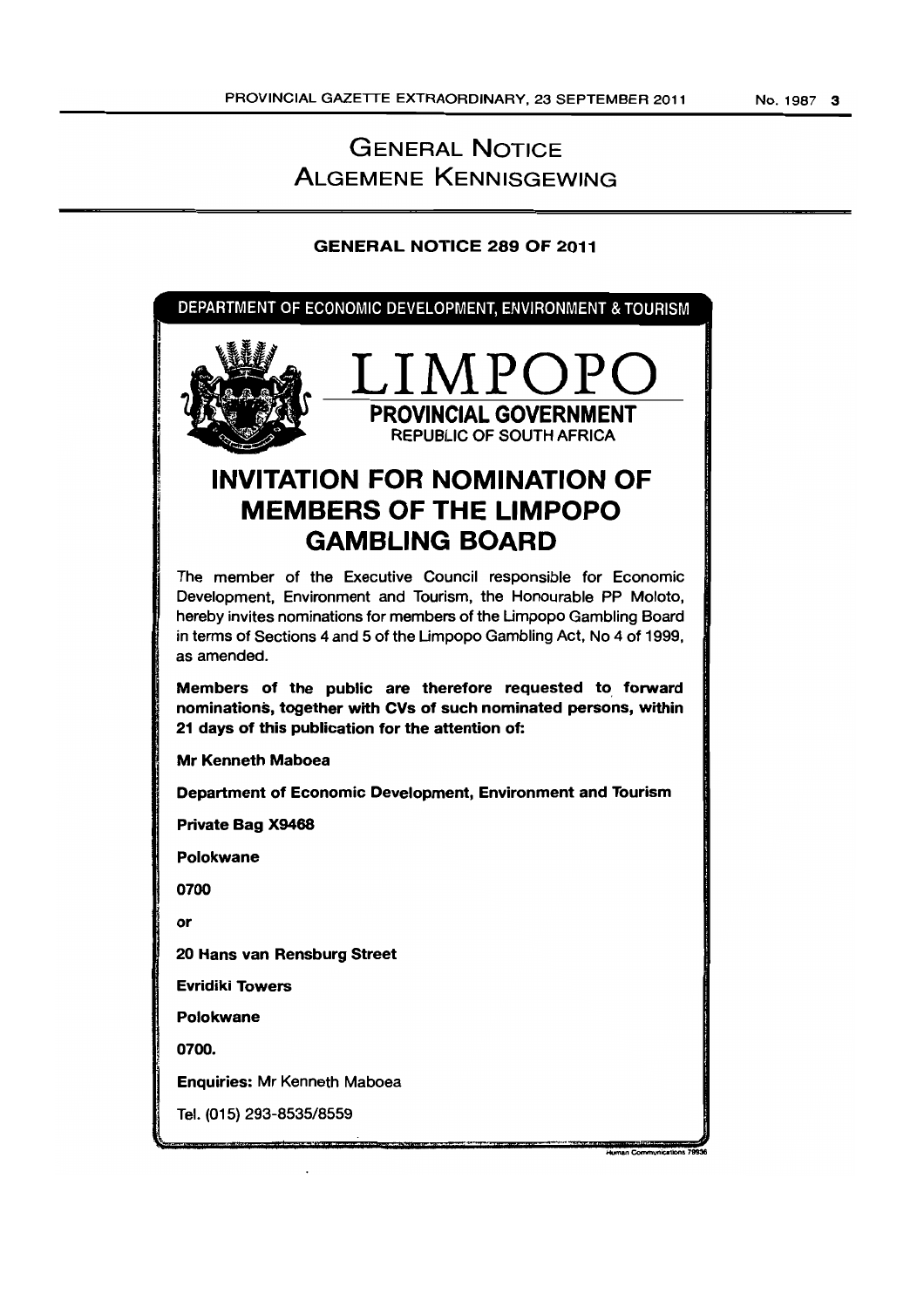# GENERAL NOTICE
# ALGEMENE KENNISGEWING

## GENERAL NOTICE 289 OF 2011

DEPARTMENT OF ECONOMIC DEVELOPMENT, ENVIRONMENT & TOURISM

LIMPOPO

PROVINCIAL GOVERNMENT

REPUBLIC OF SOUTH AFRICA

## INVITATION FOR NOMINATION OF MEMBERS OF THE LIMPOPO GAMBLING BOARD

The member of the Executive Council responsible for Economic Development, Environment and Tourism, the Honourable PP Moloto, hereby invites nominations for members of the Limpopo Gambling Board in terms of Sections 4 and 5 of the Limpopo Gambling Act, No 4 of 1999, as amended.

**Members of the public are therefore requested to forward nominations, together with CVs of such nominated persons, within 21 days of this publication for the attention of:**

**Mr Kenneth Maboea**

**Department of Economic Development, Environment and Tourism**

**Private Bag X9468**

**Polokwane**

**0700**

**or**

**20 Hans van Rensburg Street**

**Evridiki Towers**

**Polokwane**

**0700.**

**Enquiries:** Mr Kenneth Maboea

Tel. (015) 293-8535/8559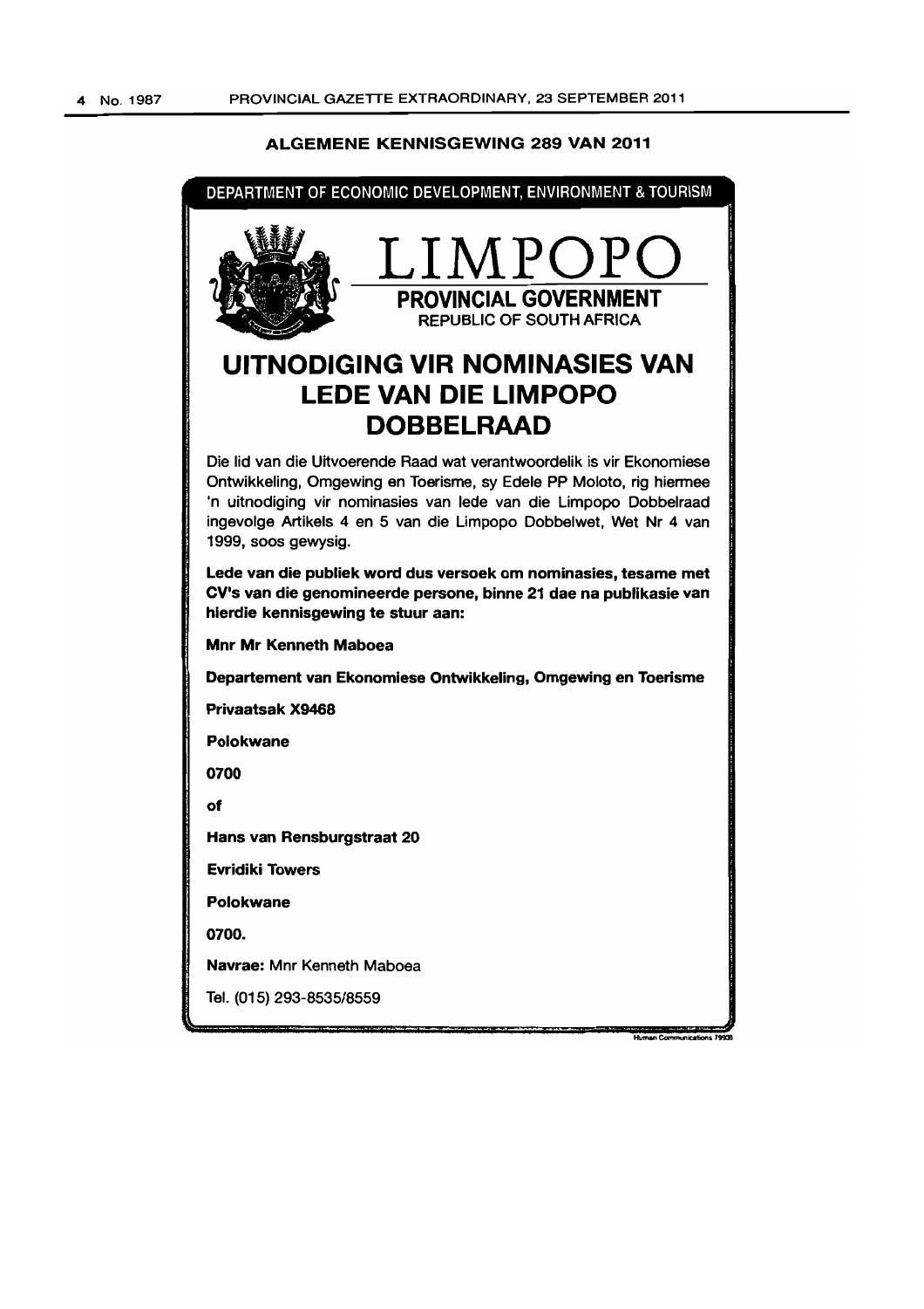## ALGEMENE KENNISGEWING 289 VAN 2011

DEPARTMENT OF ECONOMIC DEVELOPMENT, ENVIRONMENT & TOURISM

LIMPOPO

**PROVINCIAL GOVERNMENT**

REPUBLIC OF SOUTH AFRICA

# UITNODIGING VIR NOMINASIES VAN LEDE VAN DIE LIMPOPO DOBBELRAAD

Die lid van die Uitvoerende Raad wat verantwoordelik is vir Ekonomiese Ontwikkeling, Omgewing en Toerisme, sy Edele PP Moloto, rig hiermee 'n uitnodiging vir nominasies van lede van die Limpopo Dobbelraad ingevolge Artikels 4 en 5 van die Limpopo Dobbelwet, Wet Nr 4 van 1999, soos gewysig.

**Lede van die publiek word dus versoek om nominasies, tesame met CV's van die genomineerde persone, binne 21 dae na publikasie van hierdie kennisgewing te stuur aan:**

**Mnr Mr Kenneth Maboea**

**Departement van Ekonomiese Ontwikkeling, Omgewing en Toerisme**

**Privaatsak X9468**

**Polokwane**

**0700**

**of**

**Hans van Rensburgstraat 20**

**Evridiki Towers**

**Polokwane**

**0700.**

**Navrae:** Mnr Kenneth Maboea

Tel. (015) 293-8535/8559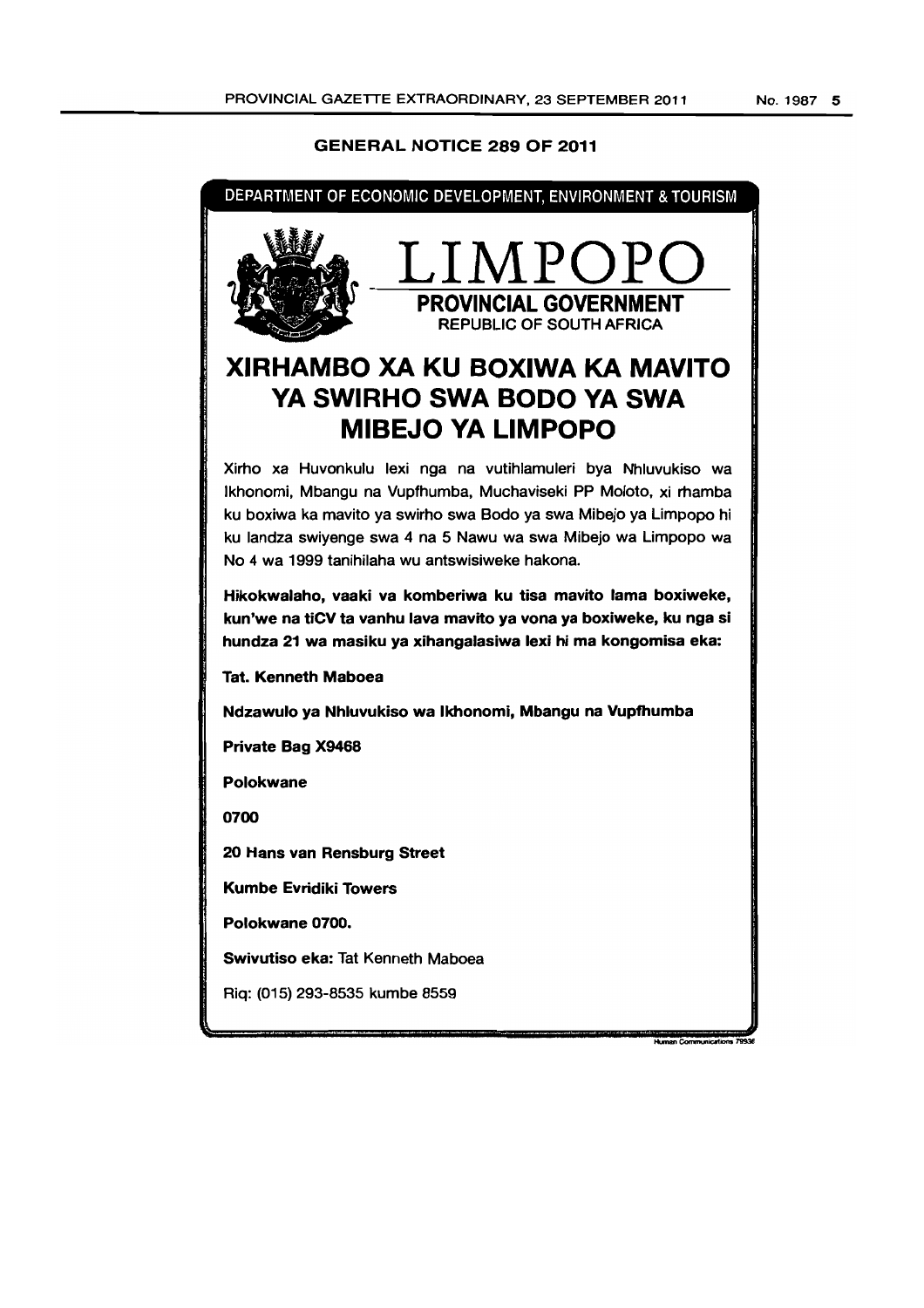## GENERAL NOTICE 289 OF 2011

DEPARTMENT OF ECONOMIC DEVELOPMENT, ENVIRONMENT & TOURISM

LIMPOPO

**PROVINCIAL GOVERNMENT**

REPUBLIC OF SOUTH AFRICA

# XIRHAMBO XA KU BOXIWA KA MAVITO YA SWIRHO SWA BODO YA SWA MIBEJO YA LIMPOPO

Xirho xa Huvonkulu lexi nga na vutihlamuleri bya Nhluvukiso wa Ikhonomi, Mbangu na Vupfhumba, Muchaviseki PP Moloto, xi rhamba ku boxiwa ka mavito ya swirho swa Bodo ya swa Mibejo ya Limpopo hi ku landza swiyenge swa 4 na 5 Nawu wa swa Mibejo wa Limpopo wa No 4 wa 1999 tanihilaha wu antswisiweke hakona.

**Hikokwalaho, vaaki va komberiwa ku tisa mavito lama boxiweke, kun'we na tiCV ta vanhu lava mavito ya vona ya boxiweke, ku nga si hundza 21 wa masiku ya xihangalasiwa lexi hi ma kongomisa eka:**

**Tat. Kenneth Maboea**

**Ndzawulo ya Nhluvukiso wa Ikhonomi, Mbangu na Vupfhumba**

**Private Bag X9468**

**Polokwane**

**0700**

**20 Hans van Rensburg Street**

**Kumbe Evridiki Towers**

**Polokwane 0700.**

**Swivutiso eka:** Tat Kenneth Maboea

Riq: (015) 293-8535 kumbe 8559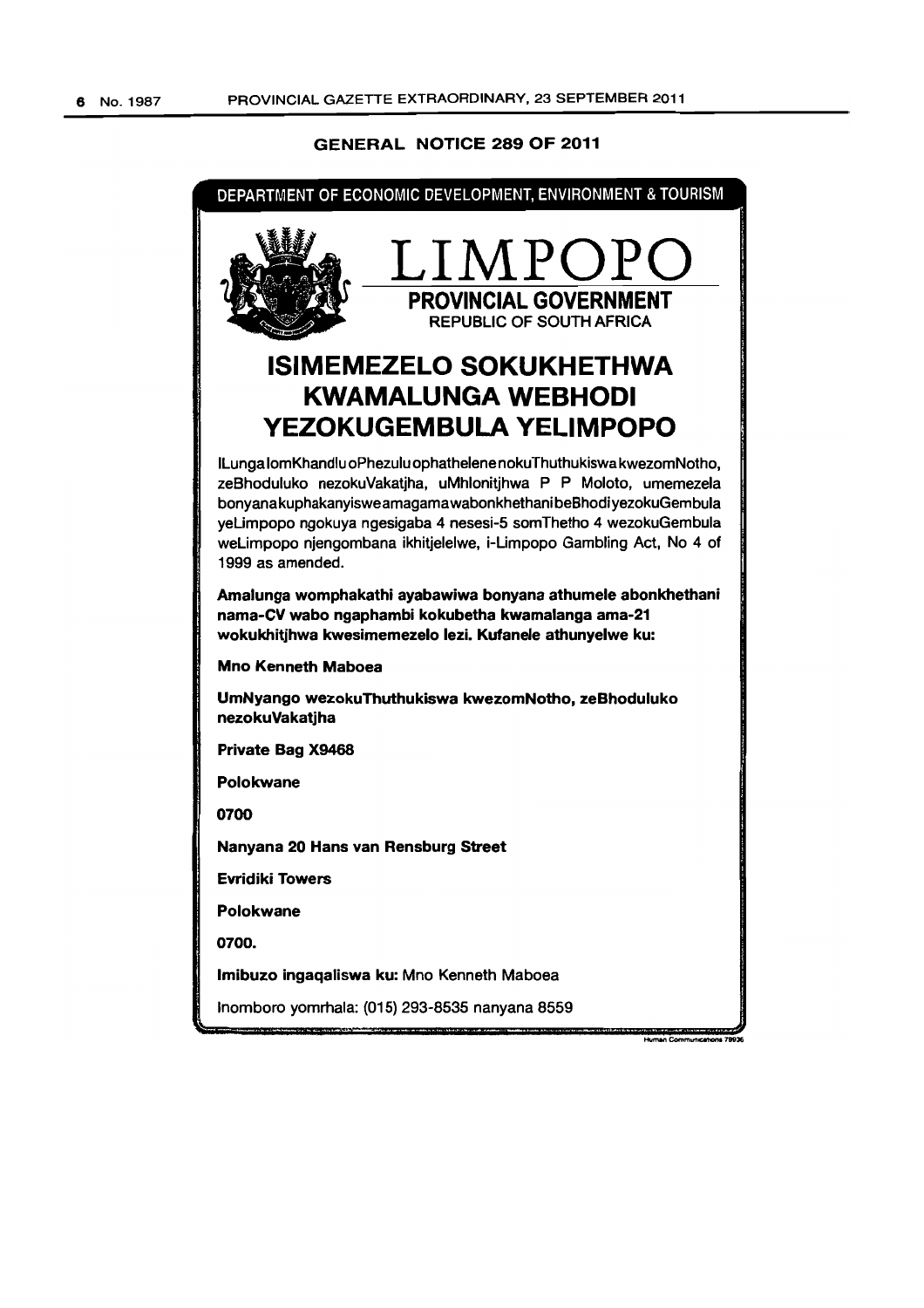## GENERAL NOTICE 289 OF 2011

DEPARTMENT OF ECONOMIC DEVELOPMENT, ENVIRONMENT & TOURISM

LIMPOPO

PROVINCIAL GOVERNMENT

REPUBLIC OF SOUTH AFRICA

# ISIMEMEZELO SOKUKHETHWA KWAMALUNGA WEBHODI YEZOKUGEMBULA YELIMPOPO

ILunga lomKhandlu oPhezulu ophathelene nokuThuthukiswa kwezomNotho, zeBhoduluko nezokuVakatjha, uMhlonitjhwa P P Moloto, umemezela bonyana kuphakanyiswe amagama wabonkhethani beBhodi yezokuGembula yeLimpopo ngokuya ngesigaba 4 nesesi-5 somThetho 4 wezokuGembula weLimpopo njengombana ikhitjelelwe, i-Limpopo Gambling Act, No 4 of 1999 as amended.

**Amalunga womphakathi ayabawiwa bonyana athumele abonkhethani nama-CV wabo ngaphambi kokubetha kwamalanga ama-21 wokukhitjhwa kwesimemezelo lezi. Kufanele athunyelwe ku:**

**Mno Kenneth Maboea**

**UmNyango wezokuThuthukiswa kwezomNotho, zeBhoduluko nezokuVakatjha**

**Private Bag X9468**

**Polokwane**

**0700**

**Nanyana 20 Hans van Rensburg Street**

**Evridiki Towers**

**Polokwane**

**0700.**

**Imibuzo ingaqaliswa ku:** Mno Kenneth Maboea

Inomboro yomrhala: (015) 293-8535 nanyana 8559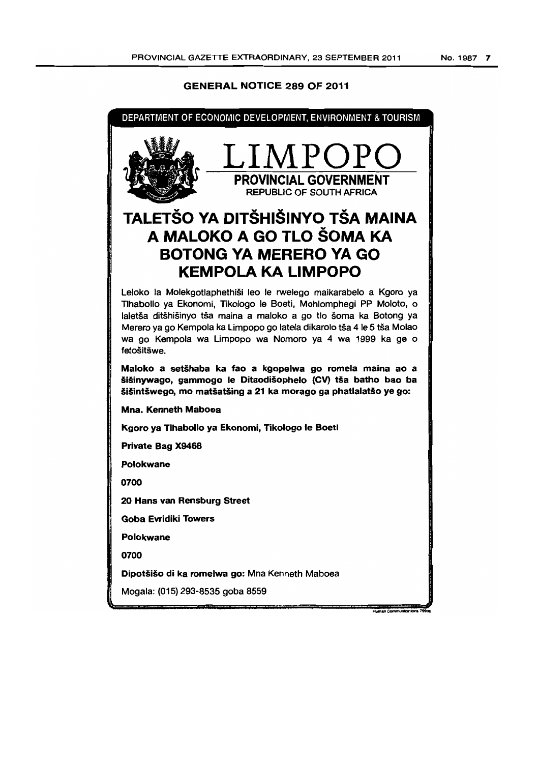## GENERAL NOTICE 289 OF 2011

DEPARTMENT OF ECONOMIC DEVELOPMENT, ENVIRONMENT & TOURISM

LIMPOPO

PROVINCIAL GOVERNMENT

REPUBLIC OF SOUTH AFRICA

# TALETŠO YA DITŠHIŠINYO TŠA MAINA A MALOKO A GO TLO ŠOMA KA BOTONG YA MERERO YA GO KEMPOLA KA LIMPOPO

Leloko la Molekgotlaphethiši leo le rwelego maikarabelo a Kgoro ya Tlhabollo ya Ekonomi, Tikologo le Boeti, Mohlomphegi PP Moloto, o laletša ditšhišinyo tša maina a maloko a go tlo šoma ka Botong ya Merero ya go Kempola ka Limpopo go latela dikarolo tša 4 le 5 tša Molao wa go Kempola wa Limpopo wa Nomoro ya 4 wa 1999 ka ge o fetošitšwe.

**Maloko a setšhaba ka fao a kgopelwa go romela maina ao a šišinywago, gammogo le Ditaodišophelo (CV) tša batho bao ba šišintšwego, mo matšatšing a 21 ka morago ga phatlalatšo ye go:**

**Mna. Kenneth Maboea**

**Kgoro ya Tlhabollo ya Ekonomi, Tikologo le Boeti**

**Private Bag X9468**

**Polokwane**

**0700**

**20 Hans van Rensburg Street**

**Goba Evridiki Towers**

**Polokwane**

**0700**

**Dipotšišo di ka romelwa go:** Mna Kenneth Maboea

Mogala: (015) 293-8535 goba 8559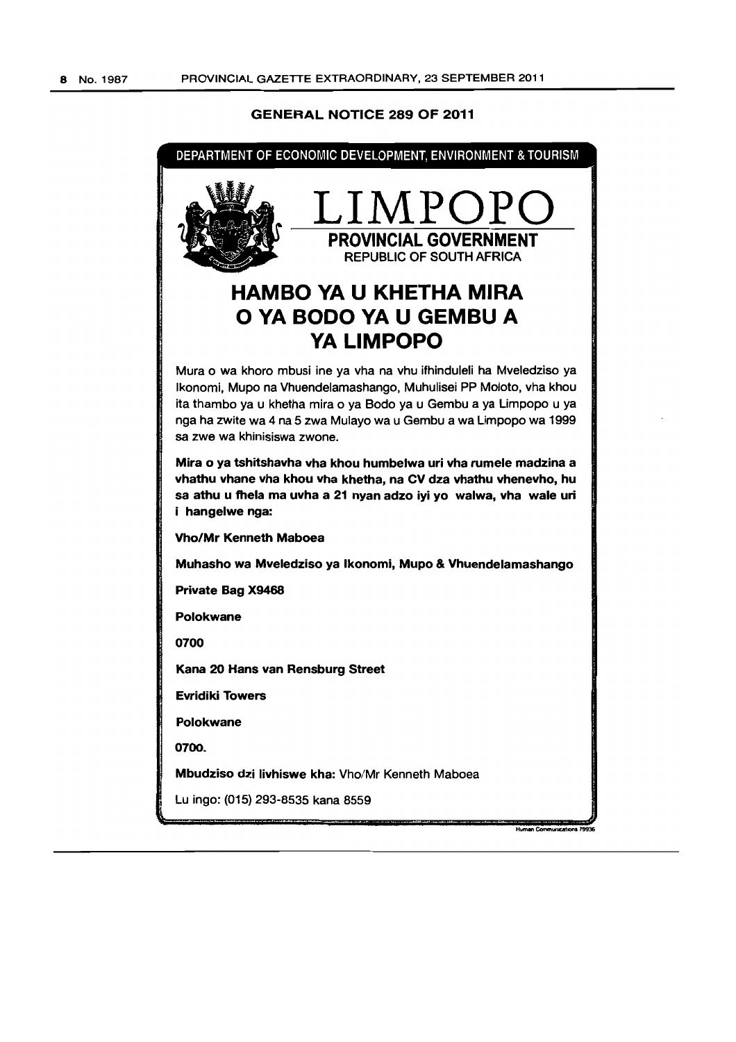## GENERAL NOTICE 289 OF 2011

DEPARTMENT OF ECONOMIC DEVELOPMENT, ENVIRONMENT & TOURISM

LIMPOPO

PROVINCIAL GOVERNMENT

REPUBLIC OF SOUTH AFRICA

# HAMBO YA U KHETHA MIRA O YA BODO YA U GEMBU A YA LIMPOPO

Mura o wa khoro mbusi ine ya vha na vhu ifhinduleli ha Mveledziso ya Ikonomi, Mupo na Vhuendelamashango, Muhulisei PP Moloto, vha khou ita thambo ya u khetha mira o ya Bodo ya u Gembu a ya Limpopo u ya nga ha zwite wa 4 na 5 zwa Mulayo wa u Gembu a wa Limpopo wa 1999 sa zwe wa khinisiswa zwone.

**Mira o ya tshitshavha vha khou humbelwa uri vha rumele madzina a vhathu vhane vha khou vha khetha, na CV dza vhathu vhenevho, hu sa athu u fhela ma uvha a 21 nyan adzo iyi yo walwa, vha wale uri i hangelwe nga:**

**Vho/Mr Kenneth Maboea**

**Muhasho wa Mveledziso ya Ikonomi, Mupo & Vhuendelamashango**

**Private Bag X9468**

**Polokwane**

**0700**

**Kana 20 Hans van Rensburg Street**

**Evridiki Towers**

**Polokwane**

**0700.**

**Mbudziso dzi livhiswe kha:** Vho/Mr Kenneth Maboea

Lu ingo: (015) 293-8535 kana 8559